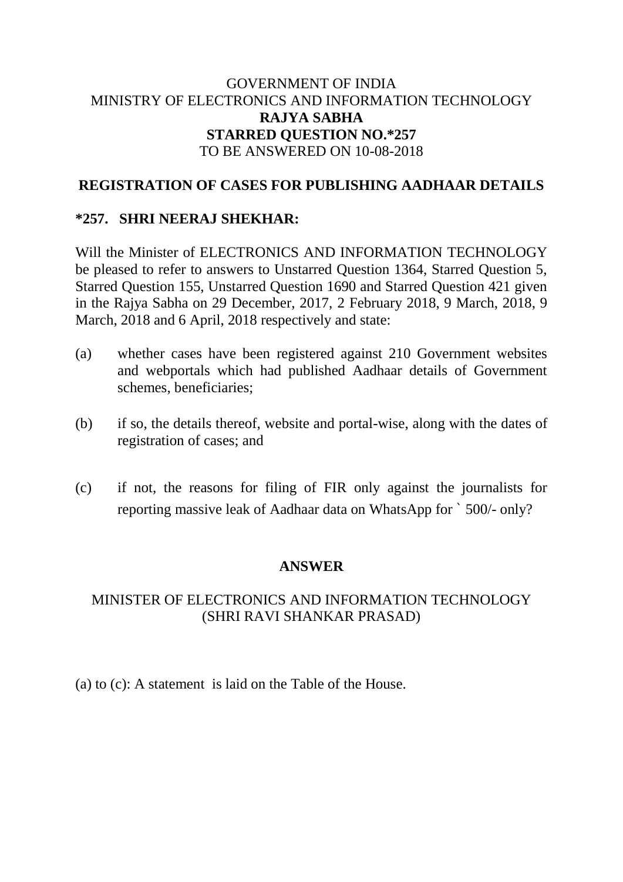GOVERNMENT OF INDIA
MINISTRY OF ELECTRONICS AND INFORMATION TECHNOLOGY
**RAJYA SABHA**
**STARRED QUESTION NO.*257**
TO BE ANSWERED ON 10-08-2018

## REGISTRATION OF CASES FOR PUBLISHING AADHAAR DETAILS

**\*257. SHRI NEERAJ SHEKHAR:**

Will the Minister of ELECTRONICS AND INFORMATION TECHNOLOGY be pleased to refer to answers to Unstarred Question 1364, Starred Question 5, Starred Question 155, Unstarred Question 1690 and Starred Question 421 given in the Rajya Sabha on 29 December, 2017, 2 February 2018, 9 March, 2018, 9 March, 2018 and 6 April, 2018 respectively and state:

(a) whether cases have been registered against 210 Government websites and webportals which had published Aadhaar details of Government schemes, beneficiaries;

(b) if so, the details thereof, website and portal-wise, along with the dates of registration of cases; and

(c) if not, the reasons for filing of FIR only against the journalists for reporting massive leak of Aadhaar data on WhatsApp for ` 500/- only?

**ANSWER**

MINISTER OF ELECTRONICS AND INFORMATION TECHNOLOGY
(SHRI RAVI SHANKAR PRASAD)

(a) to (c): A statement is laid on the Table of the House.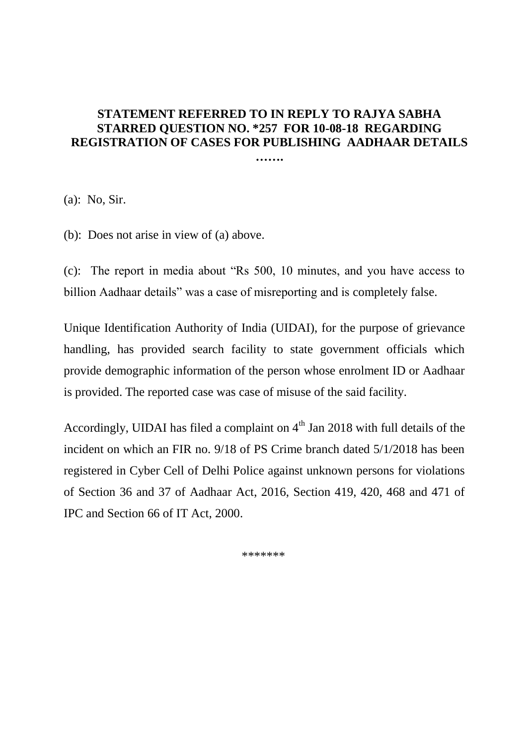**STATEMENT REFERRED TO IN REPLY TO RAJYA SABHA STARRED QUESTION NO. *257 FOR 10-08-18 REGARDING REGISTRATION OF CASES FOR PUBLISHING AADHAAR DETAILS**

**…….**

(a): No, Sir.

(b): Does not arise in view of (a) above.

(c): The report in media about "Rs 500, 10 minutes, and you have access to billion Aadhaar details" was a case of misreporting and is completely false.

Unique Identification Authority of India (UIDAI), for the purpose of grievance handling, has provided search facility to state government officials which provide demographic information of the person whose enrolment ID or Aadhaar is provided. The reported case was case of misuse of the said facility.

Accordingly, UIDAI has filed a complaint on 4th Jan 2018 with full details of the incident on which an FIR no. 9/18 of PS Crime branch dated 5/1/2018 has been registered in Cyber Cell of Delhi Police against unknown persons for violations of Section 36 and 37 of Aadhaar Act, 2016, Section 419, 420, 468 and 471 of IPC and Section 66 of IT Act, 2000.

*******